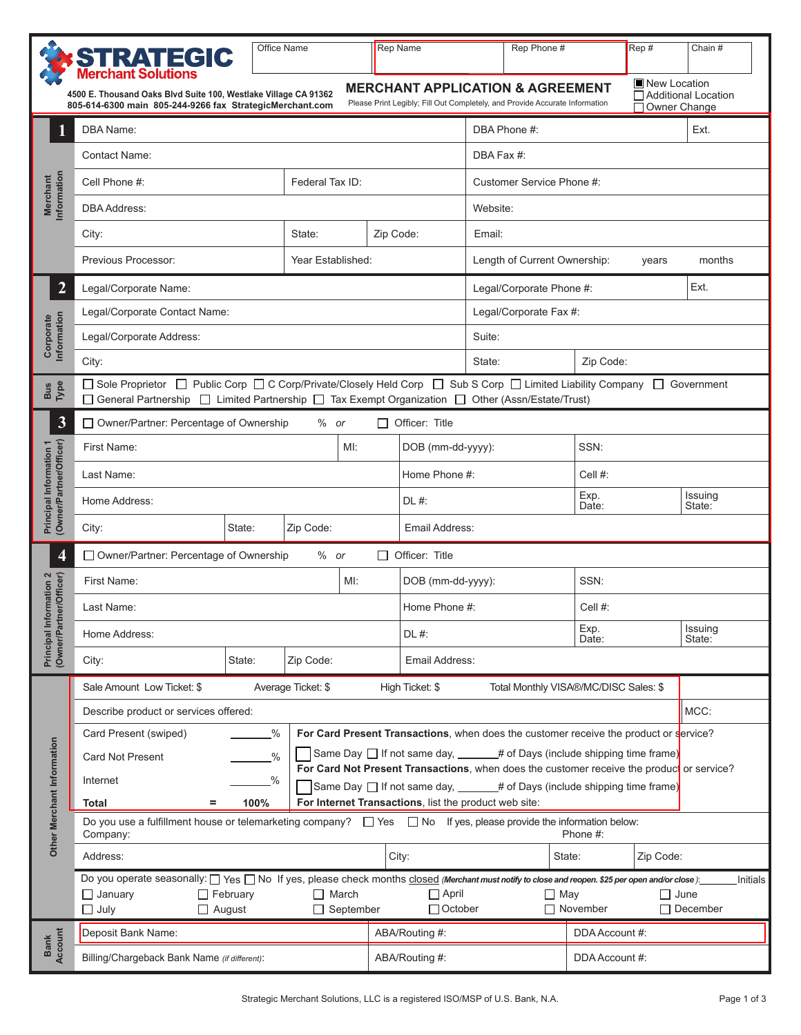# STRATEGIC Merchant Solutions

4500 E. Thousand Oaks Blvd Suite 100, Westlake Village CA 91362
805-614-6300 main 805-244-9266 fax StrategicMerchant.com

| Office Name | Rep Name | Rep Phone # | Rep # | Chain # |
|---|---|---|---|---|
| | | | | |

## MERCHANT APPLICATION & AGREEMENT

Please Print Legibly; Fill Out Completely, and Provide Accurate Information

- [x] New Location
- [ ] Additional Location
- [ ] Owner Change

### 1 Merchant Information

| | | | |
|---|---|---|---|
| DBA Name: | | DBA Phone #: | Ext. |
| Contact Name: | | DBA Fax #: | |
| Cell Phone #: | Federal Tax ID: | Customer Service Phone #: | |
| DBA Address: | | Website: | |
| City: | State: Zip Code: | Email: | |
| Previous Processor: | Year Established: | Length of Current Ownership: years months | |

### 2 Corporate Information

| | | |
|---|---|---|
| Legal/Corporate Name: | Legal/Corporate Phone #: | Ext. |
| Legal/Corporate Contact Name: | Legal/Corporate Fax #: | |
| Legal/Corporate Address: | Suite: | |
| City: | State: | Zip Code: |

### Bus Type

☐ Sole Proprietor ☐ Public Corp ☐ C Corp/Private/Closely Held Corp ☐ Sub S Corp ☐ Limited Liability Company ☐ Government
☐ General Partnership ☐ Limited Partnership ☐ Tax Exempt Organization ☐ Other (Assn/Estate/Trust)

### 3 Principal Information 1 (Owner/Partner/Officer)

☐ Owner/Partner: Percentage of Ownership % *or* ☐ Officer: Title

| | | | | |
|---|---|---|---|---|
| First Name: | MI: | DOB (mm-dd-yyyy): | SSN: | |
| Last Name: | | Home Phone #: | Cell #: | |
| Home Address: | | DL #: | Exp. Date: | Issuing State: |
| City: | State: Zip Code: | Email Address: | | |

### 4 Principal Information 2 (Owner/Partner/Officer)

☐ Owner/Partner: Percentage of Ownership % *or* ☐ Officer: Title

| | | | | |
|---|---|---|---|---|
| First Name: | MI: | DOB (mm-dd-yyyy): | SSN: | |
| Last Name: | | Home Phone #: | Cell #: | |
| Home Address: | | DL #: | Exp. Date: | Issuing State: |
| City: | State: Zip Code: | Email Address: | | |

### Other Merchant Information

Sale Amount Low Ticket: $ Average Ticket: $ High Ticket: $ Total Monthly VISA®/MC/DISC Sales: $

Describe product or services offered: MCC:

| | |
|---|---|
| Card Present (swiped) ______% | **For Card Present Transactions**, when does the customer receive the product or service? |
| Card Not Present ______% | ☐ Same Day ☐ If not same day, ______# of Days (include shipping time frame) |
| | **For Card Not Present Transactions**, when does the customer receive the product or service? |
| Internet ______% | ☐ Same Day ☐ If not same day, ______# of Days (include shipping time frame) |
| **Total = 100%** | **For Internet Transactions**, list the product web site: |

Do you use a fulfillment house or telemarketing company? ☐ Yes ☐ No If yes, please provide the information below:
Company: Phone #:
Address: City: State: Zip Code:

Do you operate seasonally: ☐ Yes ☐ No If yes, please check months closed *(Merchant must notify to close and reopen. $25 per open and/or close)*: ______Initials

☐ January ☐ February ☐ March ☐ April ☐ May ☐ June
☐ July ☐ August ☐ September ☐ October ☐ November ☐ December

### Bank Account

| | | |
|---|---|---|
| Deposit Bank Name: | ABA/Routing #: | DDA Account #: |
| Billing/Chargeback Bank Name *(if different)*: | ABA/Routing #: | DDA Account #: |

Strategic Merchant Solutions, LLC is a registered ISO/MSP of U.S. Bank, N.A.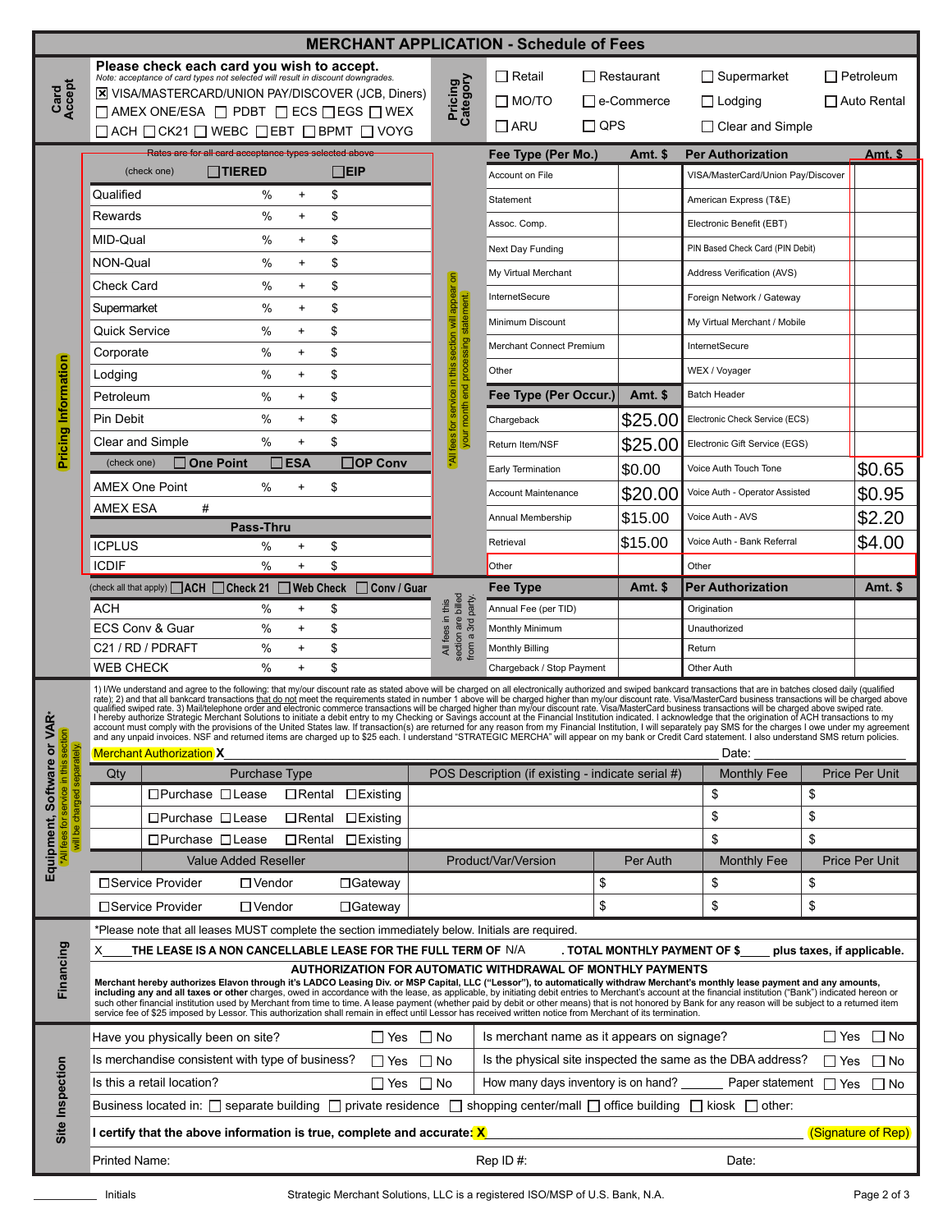# MERCHANT APPLICATION - Schedule of Fees

## Card Accept

**Please check each card you wish to accept.**
*Note: acceptance of card types not selected will result in discount downgrades.*

- ☒ VISA/MASTERCARD/UNION PAY/DISCOVER (JCB, Diners)
- ☐ AMEX ONE/ESA ☐ PDBT ☐ ECS ☐ EGS ☐ WEX
- ☐ ACH ☐ CK21 ☐ WEBC ☐ EBT ☐ BPMT ☐ VOYG

**Pricing Category**

| | | | |
|---|---|---|---|
| ☐ Retail | ☐ Restaurant | ☐ Supermarket | ☐ Petroleum |
| ☐ MO/TO | ☐ e-Commerce | ☐ Lodging | ☐ Auto Rental |
| ☐ ARU | ☐ QPS | ☐ Clear and Simple | |

## Pricing Information

Rates are for all card acceptance types selected above

(check one) ☐ **TIERED** ☐ **EIP**

| | % | + | $ |
|---|---|---|---|
| Qualified | % | + | $ |
| Rewards | % | + | $ |
| MID-Qual | % | + | $ |
| NON-Qual | % | + | $ |
| Check Card | % | + | $ |
| Supermarket | % | + | $ |
| Quick Service | % | + | $ |
| Corporate | % | + | $ |
| Lodging | % | + | $ |
| Petroleum | % | + | $ |
| Pin Debit | % | + | $ |
| Clear and Simple | % | + | $ |

(check one) ☐ **One Point** ☐ **ESA** ☐ **OP Conv**

| | % | + | $ |
|---|---|---|---|
| AMEX One Point | % | + | $ |
| AMEX ESA | # | | |

**Pass-Thru**

| | % | + | $ |
|---|---|---|---|
| ICPLUS | % | + | $ |
| ICDIF | % | + | $ |

*All fees for service in this section will appear on your month end processing statement.

| Fee Type (Per Mo.) | Amt. $ | Per Authorization | Amt. $ |
|---|---|---|---|
| Account on File | | VISA/MasterCard/Union Pay/Discover | |
| Statement | | American Express (T&E) | |
| Assoc. Comp. | | Electronic Benefit (EBT) | |
| Next Day Funding | | PIN Based Check Card (PIN Debit) | |
| My Virtual Merchant | | Address Verification (AVS) | |
| InternetSecure | | Foreign Network / Gateway | |
| Minimum Discount | | My Virtual Merchant / Mobile | |
| Merchant Connect Premium | | InternetSecure | |
| Other | | WEX / Voyager | |
| **Fee Type (Per Occur.)** | **Amt. $** | Batch Header | |
| Chargeback | $25.00 | Electronic Check Service (ECS) | |
| Return Item/NSF | $25.00 | Electronic Gift Service (EGS) | |
| Early Termination | $0.00 | Voice Auth Touch Tone | $0.65 |
| Account Maintenance | $20.00 | Voice Auth - Operator Assisted | $0.95 |
| Annual Membership | $15.00 | Voice Auth - AVS | $2.20 |
| Retrieval | $15.00 | Voice Auth - Bank Referral | $4.00 |
| Other | | Other | |

(check all that apply) ☐ **ACH** ☐ **Check 21** ☐ **Web Check** ☐ **Conv / Guar**

| | % | + | $ |
|---|---|---|---|
| ACH | % | + | $ |
| ECS Conv & Guar | % | + | $ |
| C21 / RD / PDRAFT | % | + | $ |
| WEB CHECK | % | + | $ |

All fees in this section are billed from a 3rd party.

| Fee Type | Amt. $ | Per Authorization | Amt. $ |
|---|---|---|---|
| Annual Fee (per TID) | | Origination | |
| Monthly Minimum | | Unauthorized | |
| Monthly Billing | | Return | |
| Chargeback / Stop Payment | | Other Auth | |

1) I/We understand and agree to the following: that my/our discount rate as stated above will be charged on all electronically authorized and swiped bankcard transactions that are in batches closed daily (qualified rate); 2) and that all bankcard transactions that do not meet the requirements stated in number 1 above will be charged higher than my/our discount rate. Visa/MasterCard business transactions will be charged above qualified swiped rate. 3) Mail/telephone order and electronic commerce transactions will be charged higher than my/our discount rate. Visa/MasterCard business transactions will be charged above swiped rate. I hereby authorize Strategic Merchant Solutions to initiate a debit entry to my Checking or Savings account at the Financial Institution indicated. I acknowledge that the origination of ACH transactions to my account must comply with the provisions of the United States law. If transaction(s) are returned for any reason from my Financial Institution, I will separately pay SMS for the charges I owe under my agreement and any unpaid invoices. NSF and returned items are charged up to $25 each. I understand "STRATEGIC MERCHA" will appear on my bank or Credit Card statement. I also understand SMS return policies.

Merchant Authorization **X** ______________________________ Date: ______________

## Equipment, Software or VAR*

*All fees for service in this section will be charged separately.

| Qty | Purchase Type | POS Description (if existing - indicate serial #) | Monthly Fee | Price Per Unit |
|---|---|---|---|---|
| | ☐Purchase ☐Lease ☐Rental ☐Existing | | $ | $ |
| | ☐Purchase ☐Lease ☐Rental ☐Existing | | $ | $ |
| | ☐Purchase ☐Lease ☐Rental ☐Existing | | $ | $ |

| Value Added Reseller | Product/Var/Version | Per Auth | Monthly Fee | Price Per Unit |
|---|---|---|---|---|
| ☐Service Provider ☐Vendor ☐Gateway | | $ | $ | $ |
| ☐Service Provider ☐Vendor ☐Gateway | | $ | $ | $ |

## Financing

*Please note that all leases MUST complete the section immediately below. Initials are required.

X____ **THE LEASE IS A NON CANCELLABLE LEASE FOR THE FULL TERM OF** N/A **. TOTAL MONTHLY PAYMENT OF $____ plus taxes, if applicable.**

**AUTHORIZATION FOR AUTOMATIC WITHDRAWAL OF MONTHLY PAYMENTS**

**Merchant hereby authorizes Elavon through it's LADCO Leasing Div. or MSP Capital, LLC ("Lessor"), to automatically withdraw Merchant's monthly lease payment and any amounts, including any and all taxes or other** charges, owed in accordance with the lease, as applicable, by initiating debit entries to Merchant's account at the financial institution ("Bank") indicated hereon or such other financial institution used by Merchant from time to time. A lease payment (whether paid by debit or other means) that is not honored by Bank for any reason will be subject to a returned item service fee of $25 imposed by Lessor. This authorization shall remain in effect until Lessor has received written notice from Merchant of its termination.

## Site Inspection

| | | | |
|---|---|---|---|
| Have you physically been on site? | ☐ Yes ☐ No | Is merchant name as it appears on signage? | ☐ Yes ☐ No |
| Is merchandise consistent with type of business? | ☐ Yes ☐ No | Is the physical site inspected the same as the DBA address? | ☐ Yes ☐ No |
| Is this a retail location? | ☐ Yes ☐ No | How many days inventory is on hand? ______ Paper statement | ☐ Yes ☐ No |

Business located in: ☐ separate building ☐ private residence ☐ shopping center/mall ☐ office building ☐ kiosk ☐ other:

**I certify that the above information is true, complete and accurate: X** ______________________________ (Signature of Rep)

Printed Name: ______________ Rep ID #: ______________ Date: ______________

__________ Initials

Strategic Merchant Solutions, LLC is a registered ISO/MSP of U.S. Bank, N.A.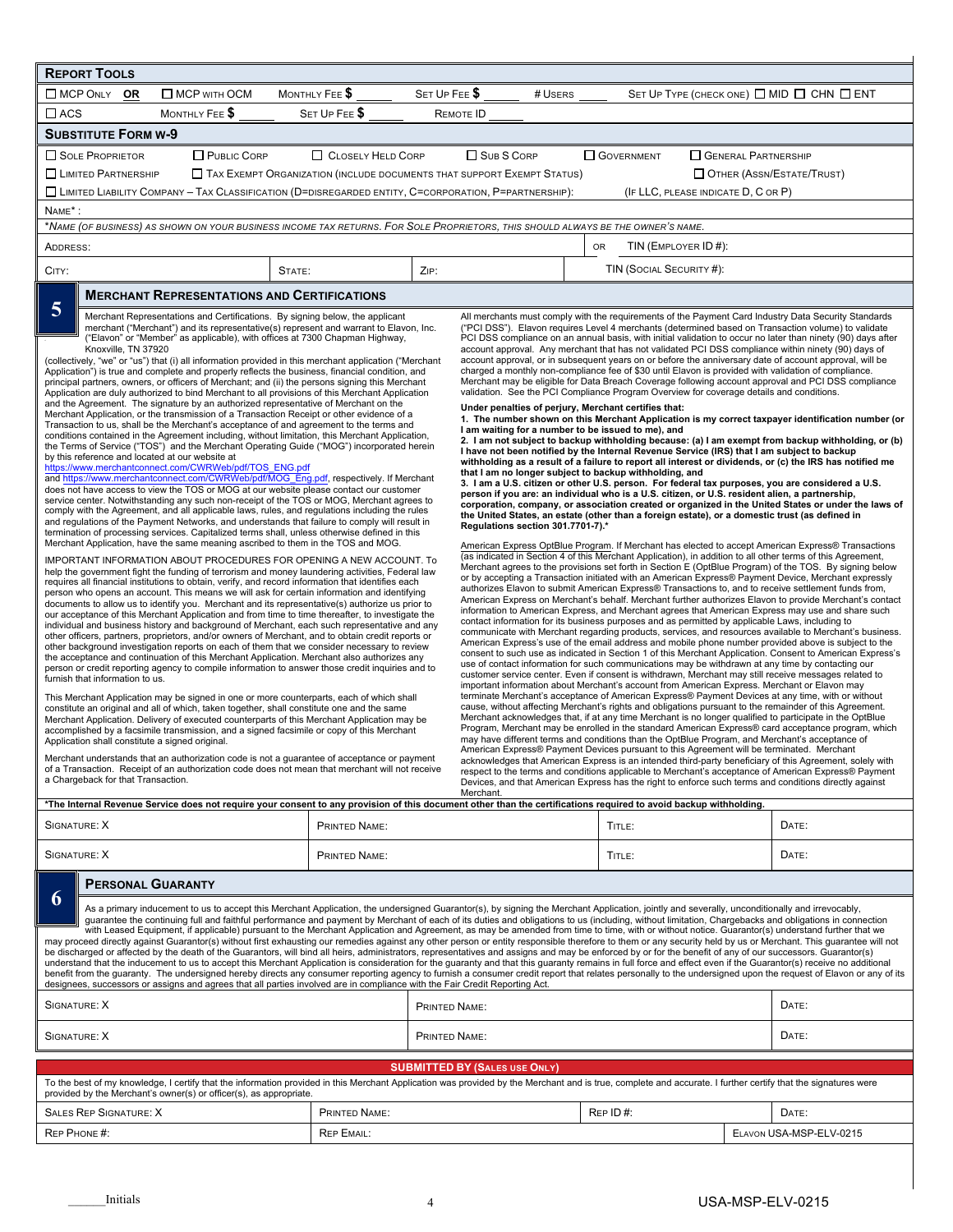## Report Tools

| | | | | | |
|---|---|---|---|---|---|
| ☐ MCP Only **OR** ☐ MCP with OCM | Monthly Fee $ | Set Up Fee $ | # Users | Set Up Type (check one) ☐ MID ☐ CHN ☐ ENT | |
| ☐ ACS | Monthly Fee $ | Set Up Fee $ | Remote ID | | |

## Substitute Form W-9

☐ Sole Proprietor ☐ Public Corp ☐ Closely Held Corp ☐ Sub S Corp ☐ Government ☐ General Partnership

☐ Limited Partnership ☐ Tax Exempt Organization (include documents that support exempt status) ☐ Other (Assn/Estate/Trust)

☐ Limited Liability Company – Tax Classification (D=disregarded entity, C=corporation, P=partnership): (If LLC, please indicate D, C or P)

Name*:

*Name (of business) as shown on your business income tax returns. For Sole Proprietors, this should always be the owner's name.

| | | | |
|---|---|---|---|
| Address: | | OR | TIN (Employer ID #): |
| City: | State: | Zip: | TIN (Social Security #): |

## 5 Merchant Representations and Certifications

Merchant Representations and Certifications. By signing below, the applicant merchant ("Merchant") and its representative(s) represent and warrant to Elavon, Inc. ("Elavon" or "Member" as applicable), with offices at 7300 Chapman Highway, Knoxville, TN 37920 (collectively, "we" or "us") that (i) all information provided in this merchant application ("Merchant Application") is true and complete and properly reflects the business, financial condition, and principal partners, owners, or officers of Merchant; and (ii) the persons signing this Merchant Application are duly authorized to bind Merchant to all provisions of this Merchant Application and the Agreement. The signature by an authorized representative of Merchant on the Merchant Application, or the transmission of a Transaction Receipt or other evidence of a Transaction to us, shall be the Merchant's acceptance of and agreement to the terms and conditions contained in the Agreement including, without limitation, this Merchant Application, the Terms of Service ("TOS") and the Merchant Operating Guide ("MOG") incorporated herein by this reference and located at our website at https://www.merchantconnect.com/CWRWeb/pdf/TOS_ENG.pdf and https://www.merchantconnect.com/CWRWeb/pdf/MOG_Eng.pdf, respectively. If Merchant does not have access to view the TOS or MOG at our website please contact our customer service center. Notwithstanding any such non-receipt of the TOS or MOG, Merchant agrees to comply with the Agreement, and all applicable laws, rules, and regulations including the rules and regulations of the Payment Networks, and understands that failure to comply will result in termination of processing services. Capitalized terms shall, unless otherwise defined in this Merchant Application, have the same meaning ascribed to them in the TOS and MOG.

IMPORTANT INFORMATION ABOUT PROCEDURES FOR OPENING A NEW ACCOUNT. To help the government fight the funding of terrorism and money laundering activities, Federal law requires all financial institutions to obtain, verify, and record information that identifies each person who opens an account. This means we will ask for certain information and identifying documents to allow us to identify you. Merchant and its representative(s) authorize us prior to our acceptance of this Merchant Application and from time to time thereafter, to investigate the individual and business history and background of Merchant, each such representative and any other officers, partners, proprietors, and/or owners of Merchant, and to obtain credit reports or other background investigation reports on each of them that we consider necessary to review the acceptance and continuation of this Merchant Application. Merchant also authorizes any person or credit reporting agency to compile information to answer those credit inquiries and to furnish that information to us.

This Merchant Application may be signed in one or more counterparts, each of which shall constitute an original and all of which, taken together, shall constitute one and the same Merchant Application. Delivery of executed counterparts of this Merchant Application may be accomplished by a facsimile transmission, and a signed facsimile or copy of this Merchant Application shall constitute a signed original.

Merchant understands that an authorization code is not a guarantee of acceptance or payment of a Transaction. Receipt of an authorization code does not mean that merchant will not receive a Chargeback for that Transaction.

All merchants must comply with the requirements of the Payment Card Industry Data Security Standards ("PCI DSS"). Elavon requires Level 4 merchants (determined based on Transaction volume) to validate PCI DSS compliance on an annual basis, with initial validation to occur no later than ninety (90) days after account approval. Any merchant that has not validated PCI DSS compliance within ninety (90) days of account approval, or in subsequent years on or before the anniversary date of account approval, will be charged a monthly non-compliance fee of $30 until Elavon is provided with validation of compliance. Merchant may be eligible for Data Breach Coverage following account approval and PCI DSS compliance validation. See the PCI Compliance Program Overview for coverage details and conditions.

**Under penalties of perjury, Merchant certifies that:**

**1. The number shown on this Merchant Application is my correct taxpayer identification number (or I am waiting for a number to be issued to me), and**

**2. I am not subject to backup withholding because: (a) I am exempt from backup withholding, or (b) I have not been notified by the Internal Revenue Service (IRS) that I am subject to backup withholding as a result of a failure to report all interest or dividends, or (c) the IRS has notified me that I am no longer subject to backup withholding, and**

**3. I am a U.S. citizen or other U.S. person. For federal tax purposes, you are considered a U.S. person if you are: an individual who is a U.S. citizen, or U.S. resident alien, a partnership, corporation, company, or association created or organized in the United States or under the laws of the United States, an estate (other than a foreign estate), or a domestic trust (as defined in Regulations section 301.7701-7).***

American Express OptBlue Program. If Merchant has elected to accept American Express® Transactions (as indicated in Section 4 of this Merchant Application), in addition to all other terms of this Agreement, Merchant agrees to the provisions set forth in Section E (OptBlue Program) of the TOS. By signing below or by accepting a Transaction initiated with an American Express® Payment Device, Merchant expressly authorizes Elavon to submit American Express® Transactions to, and to receive settlement funds from, American Express on Merchant's behalf. Merchant further authorizes Elavon to provide Merchant's contact information to American Express, and Merchant agrees that American Express may use and share such contact information for its business purposes and as permitted by applicable Laws, including to communicate with Merchant regarding products, services, and resources available to Merchant's business. American Express's use of the email address and mobile phone number provided above is subject to the consent to such use as indicated in Section 1 of this Merchant Application. Consent to American Express's use of contact information for such communications may be withdrawn at any time by contacting our customer service center. Even if consent is withdrawn, Merchant may still receive messages related to important information about Merchant's account from American Express. Merchant or Elavon may terminate Merchant's acceptance of American Express® Payment Devices at any time, with or without cause, without affecting Merchant's rights and obligations pursuant to the remainder of this Agreement. Merchant acknowledges that, if at any time Merchant is no longer qualified to participate in the OptBlue Program, Merchant may be enrolled in the standard American Express® card acceptance program, which may have different terms and conditions than the OptBlue Program, and Merchant's acceptance of American Express® Payment Devices pursuant to this Agreement will be terminated. Merchant acknowledges that American Express is an intended third-party beneficiary of this Agreement, solely with respect to the terms and conditions applicable to Merchant's acceptance of American Express® Payment Devices, and that American Express has the right to enforce such terms and conditions directly against Merchant.

***The Internal Revenue Service does not require your consent to any provision of this document other than the certifications required to avoid backup withholding.**

| | | | |
|---|---|---|---|
| Signature: X | Printed Name: | Title: | Date: |
| Signature: X | Printed Name: | Title: | Date: |

## 6 Personal Guaranty

As a primary inducement to us to accept this Merchant Application, the undersigned Guarantor(s), by signing the Merchant Application, jointly and severally, unconditionally and irrevocably, guarantee the continuing full and faithful performance and payment by Merchant of each of its duties and obligations to us (including, without limitation, Chargebacks and obligations in connection with Leased Equipment, if applicable) pursuant to the Merchant Application and Agreement, as may be amended from time to time, with or without notice. Guarantor(s) understand further that we may proceed directly against Guarantor(s) without first exhausting our remedies against any other person or entity responsible therefore to them or any security held by us or Merchant. This guarantee will not be discharged or affected by the death of the Guarantors, will bind all heirs, administrators, representatives and assigns and may be enforced by or for the benefit of any of our successors. Guarantor(s) understand that the inducement to us to accept this Merchant Application is consideration for the guaranty and that this guaranty remains in full force and effect even if the Guarantor(s) receive no additional benefit from the guaranty. The undersigned hereby directs any consumer reporting agency to furnish a consumer credit report that relates personally to the undersigned upon the request of Elavon or any of its designees, successors or assigns and agrees that all parties involved are in compliance with the Fair Credit Reporting Act.

| | | |
|---|---|---|
| Signature: X | Printed Name: | Date: |
| Signature: X | Printed Name: | Date: |

### Submitted By (Sales Use Only)

To the best of my knowledge, I certify that the information provided in this Merchant Application was provided by the Merchant and is true, complete and accurate. I further certify that the signatures were provided by the Merchant's owner(s) or officer(s), as appropriate.

| | | | |
|---|---|---|---|
| Sales Rep Signature: X | Printed Name: | Rep ID #: | Date: |
| Rep Phone #: | Rep Email: | | Elavon USA-MSP-ELV-0215 |

______Initials